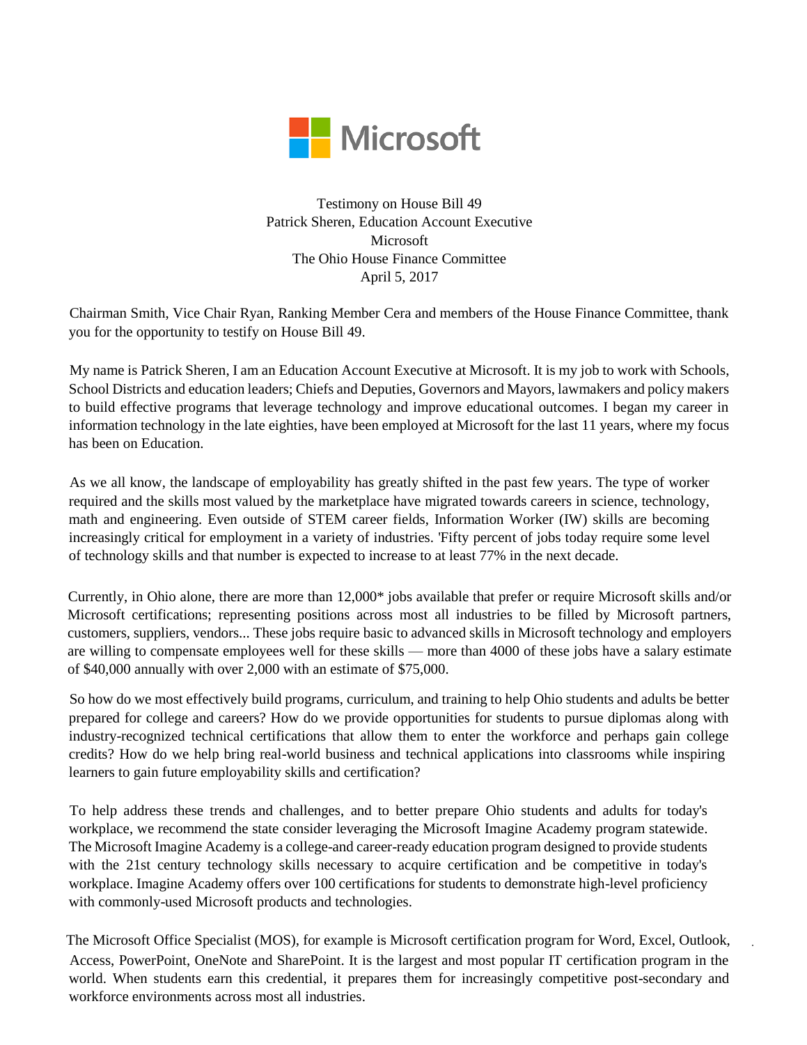Microsoft

Testimony on House Bill 49
Patrick Sheren, Education Account Executive
Microsoft
The Ohio House Finance Committee
April 5, 2017

Chairman Smith, Vice Chair Ryan, Ranking Member Cera and members of the House Finance Committee, thank you for the opportunity to testify on House Bill 49.

My name is Patrick Sheren, I am an Education Account Executive at Microsoft. It is my job to work with Schools, School Districts and education leaders; Chiefs and Deputies, Governors and Mayors, lawmakers and policy makers to build effective programs that leverage technology and improve educational outcomes. I began my career in information technology in the late eighties, have been employed at Microsoft for the last 11 years, where my focus has been on Education.

As we all know, the landscape of employability has greatly shifted in the past few years. The type of worker required and the skills most valued by the marketplace have migrated towards careers in science, technology, math and engineering. Even outside of STEM career fields, Information Worker (IW) skills are becoming increasingly critical for employment in a variety of industries. 'Fifty percent of jobs today require some level of technology skills and that number is expected to increase to at least 77% in the next decade.

Currently, in Ohio alone, there are more than 12,000* jobs available that prefer or require Microsoft skills and/or Microsoft certifications; representing positions across most all industries to be filled by Microsoft partners, customers, suppliers, vendors... These jobs require basic to advanced skills in Microsoft technology and employers are willing to compensate employees well for these skills — more than 4000 of these jobs have a salary estimate of $40,000 annually with over 2,000 with an estimate of $75,000.

So how do we most effectively build programs, curriculum, and training to help Ohio students and adults be better prepared for college and careers? How do we provide opportunities for students to pursue diplomas along with industry-recognized technical certifications that allow them to enter the workforce and perhaps gain college credits? How do we help bring real-world business and technical applications into classrooms while inspiring learners to gain future employability skills and certification?

To help address these trends and challenges, and to better prepare Ohio students and adults for today's workplace, we recommend the state consider leveraging the Microsoft Imagine Academy program statewide. The Microsoft Imagine Academy is a college-and career-ready education program designed to provide students with the 21st century technology skills necessary to acquire certification and be competitive in today's workplace. Imagine Academy offers over 100 certifications for students to demonstrate high-level proficiency with commonly-used Microsoft products and technologies.

The Microsoft Office Specialist (MOS), for example is Microsoft certification program for Word, Excel, Outlook, Access, PowerPoint, OneNote and SharePoint. It is the largest and most popular IT certification program in the world. When students earn this credential, it prepares them for increasingly competitive post-secondary and workforce environments across most all industries.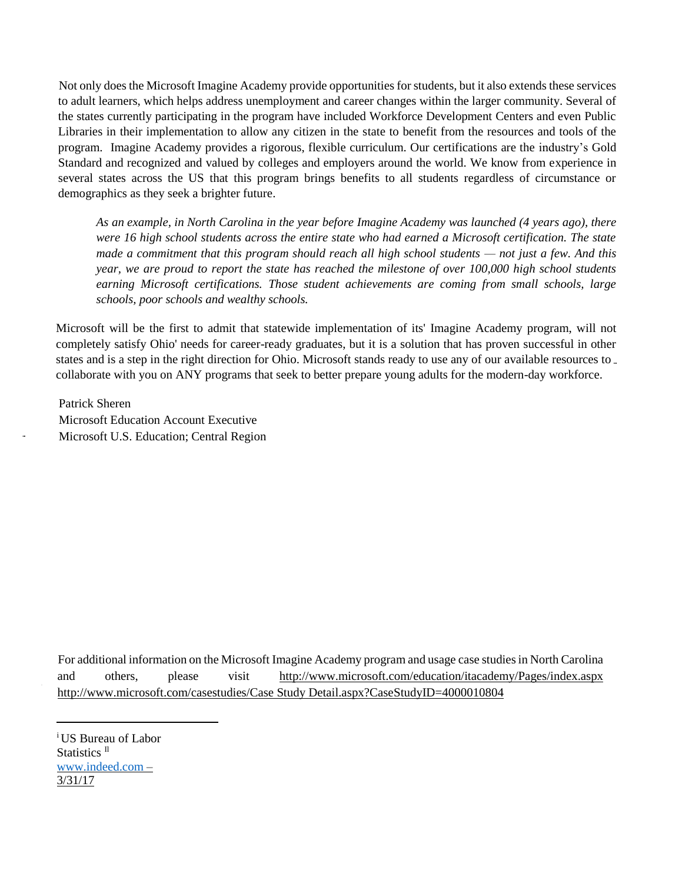Not only does the Microsoft Imagine Academy provide opportunities for students, but it also extends these services to adult learners, which helps address unemployment and career changes within the larger community. Several of the states currently participating in the program have included Workforce Development Centers and even Public Libraries in their implementation to allow any citizen in the state to benefit from the resources and tools of the program. Imagine Academy provides a rigorous, flexible curriculum. Our certifications are the industry's Gold Standard and recognized and valued by colleges and employers around the world. We know from experience in several states across the US that this program brings benefits to all students regardless of circumstance or demographics as they seek a brighter future.

> *As an example, in North Carolina in the year before Imagine Academy was launched (4 years ago), there were 16 high school students across the entire state who had earned a Microsoft certification. The state made a commitment that this program should reach all high school students — not just a few. And this year, we are proud to report the state has reached the milestone of over 100,000 high school students earning Microsoft certifications. Those student achievements are coming from small schools, large schools, poor schools and wealthy schools.*

Microsoft will be the first to admit that statewide implementation of its' Imagine Academy program, will not completely satisfy Ohio' needs for career-ready graduates, but it is a solution that has proven successful in other states and is a step in the right direction for Ohio. Microsoft stands ready to use any of our available resources to collaborate with you on ANY programs that seek to better prepare young adults for the modern-day workforce.

Patrick Sheren
Microsoft Education Account Executive
Microsoft U.S. Education; Central Region

For additional information on the Microsoft Imagine Academy program and usage case studies in North Carolina and others, please visit http://www.microsoft.com/education/itacademy/Pages/index.aspx http://www.microsoft.com/casestudies/Case Study Detail.aspx?CaseStudyID=4000010804

---

[i] US Bureau of Labor Statistics [ii] www.indeed.com – 3/31/17